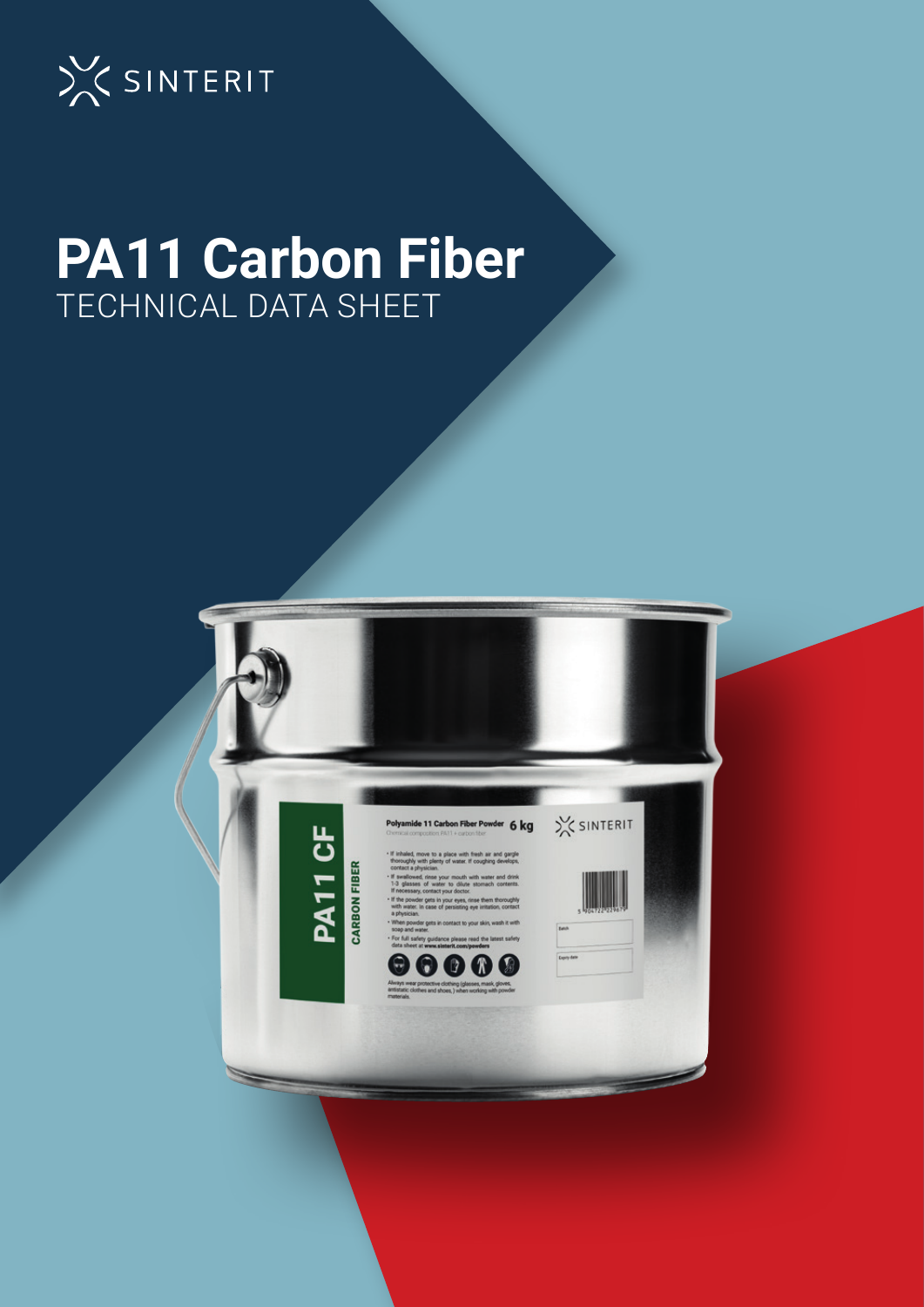SINTERIT

# PA11 Carbon Fiber

TECHNICAL DATA SHEET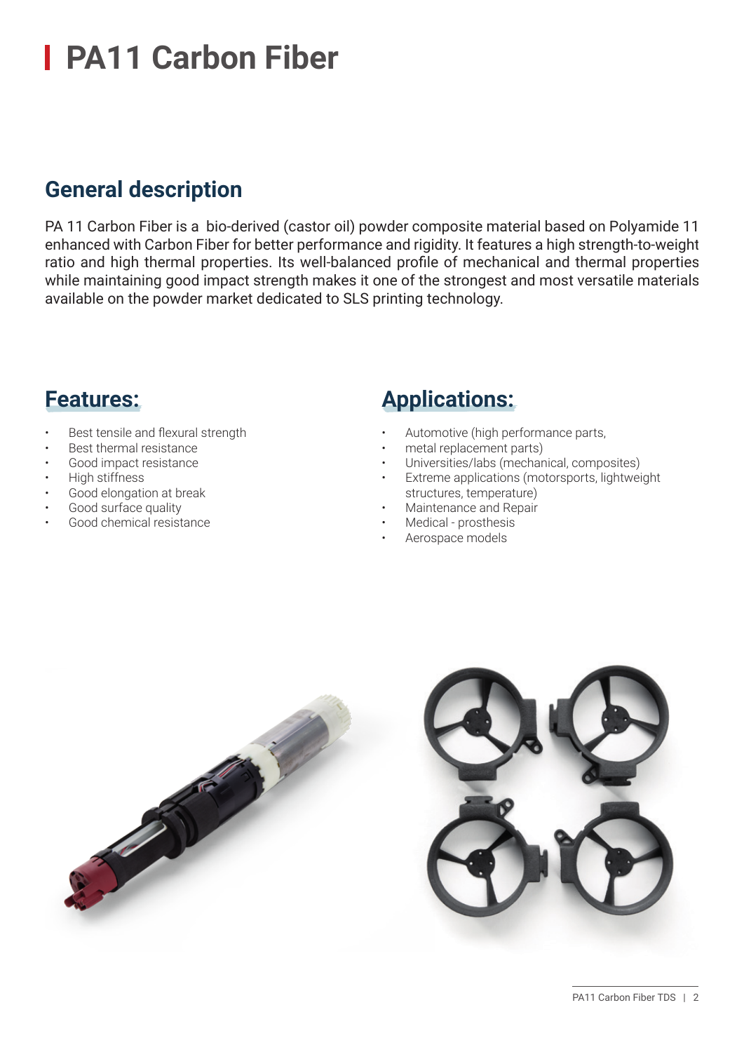# PA11 Carbon Fiber

## General description

PA 11 Carbon Fiber is a bio-derived (castor oil) powder composite material based on Polyamide 11 enhanced with Carbon Fiber for better performance and rigidity. It features a high strength-to-weight ratio and high thermal properties. Its well-balanced profile of mechanical and thermal properties while maintaining good impact strength makes it one of the strongest and most versatile materials available on the powder market dedicated to SLS printing technology.

## Features:

- Best tensile and flexural strength
- Best thermal resistance
- Good impact resistance
- High stiffness
- Good elongation at break
- Good surface quality
- Good chemical resistance

## Applications:

- Automotive (high performance parts,
- metal replacement parts)
- Universities/labs (mechanical, composites)
- Extreme applications (motorsports, lightweight structures, temperature)
- Maintenance and Repair
- Medical - prosthesis
- Aerospace models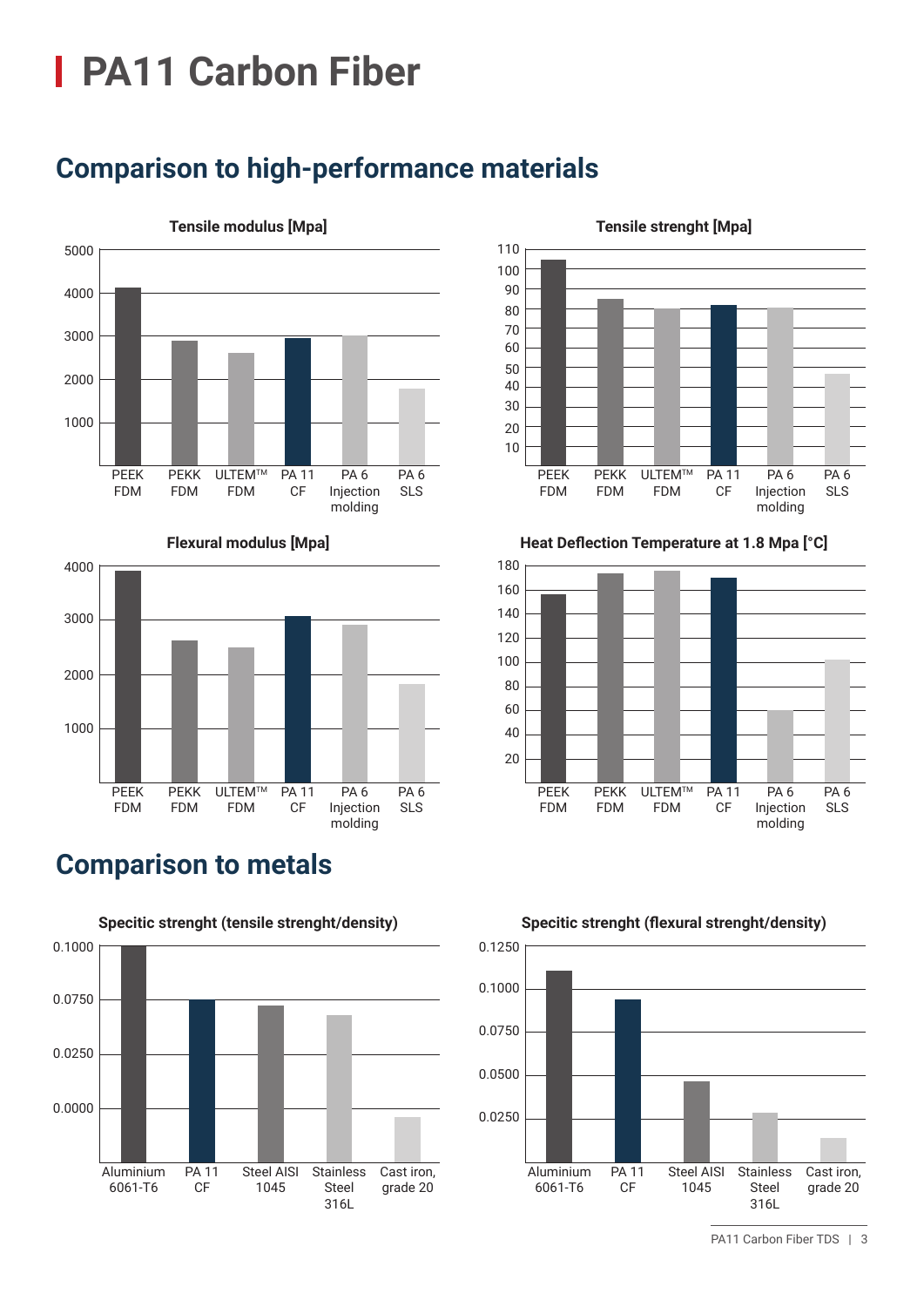# PA11 Carbon Fiber

## Comparison to high-performance materials

**Tensile modulus [Mpa]**

5000
4000
3000
2000
1000

PEEK FDM | PEKK FDM | ULTEM™ FDM | PA 11 CF | PA 6 Injection molding | PA 6 SLS

**Tensile strenght [Mpa]**

110
100
90
80
70
60
50
40
30
20
10

PEEK FDM | PEKK FDM | ULTEM™ FDM | PA 11 CF | PA 6 Injection molding | PA 6 SLS

**Flexural modulus [Mpa]**

4000
3000
2000
1000

PEEK FDM | PEKK FDM | ULTEM™ FDM | PA 11 CF | PA 6 Injection molding | PA 6 SLS

**Heat Deflection Temperature at 1.8 Mpa [°C]**

180
160
140
120
100
80
60
40
20

PEEK FDM | PEKK FDM | ULTEM™ FDM | PA 11 CF | PA 6 Injection molding | PA 6 SLS

## Comparison to metals

**Specitic strenght (tensile strenght/density)**

0.1000
0.0750
0.0250
0.0000

Aluminium 6061-T6 | PA 11 CF | Steel AISI 1045 | Stainless Steel 316L | Cast iron, grade 20

**Specitic strenght (flexural strenght/density)**

0.1250
0.1000
0.0750
0.0500
0.0250

Aluminium 6061-T6 | PA 11 CF | Steel AISI 1045 | Stainless Steel 316L | Cast iron, grade 20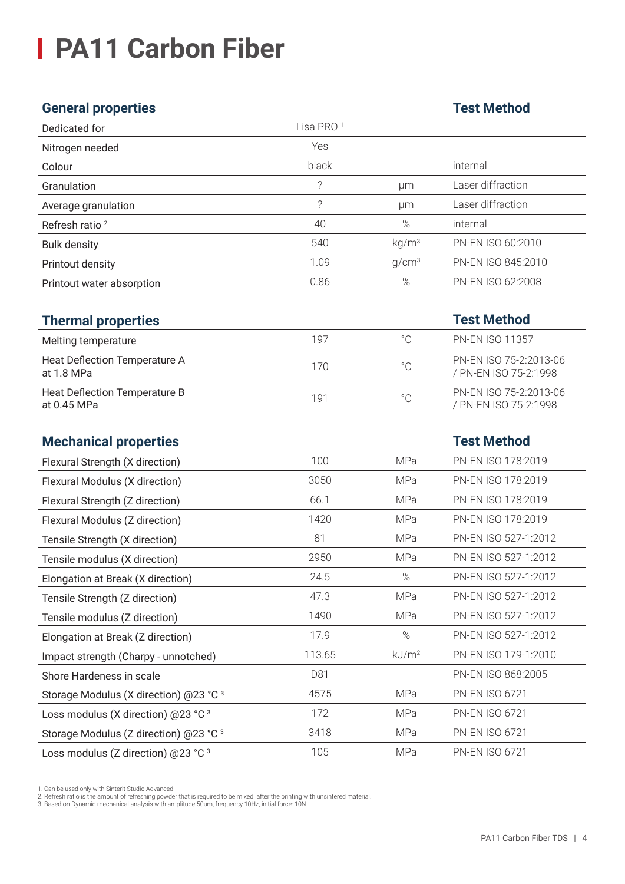# PA11 Carbon Fiber

| General properties | | | Test Method |
|---|---|---|---|
| Dedicated for | Lisa PRO [1] | | |
| Nitrogen needed | Yes | | |
| Colour | black | | internal |
| Granulation | ? | µm | Laser diffraction |
| Average granulation | ? | µm | Laser diffraction |
| Refresh ratio [2] | 40 | % | internal |
| Bulk density | 540 | kg/m$^3$ | PN-EN ISO 60:2010 |
| Printout density | 1.09 | g/cm$^3$ | PN-EN ISO 845:2010 |
| Printout water absorption | 0.86 | % | PN-EN ISO 62:2008 |

| Thermal properties | | | Test Method |
|---|---|---|---|
| Melting temperature | 197 | °C | PN-EN ISO 11357 |
| Heat Deflection Temperature A at 1.8 MPa | 170 | °C | PN-EN ISO 75-2:2013-06 / PN-EN ISO 75-2:1998 |
| Heat Deflection Temperature B at 0.45 MPa | 191 | °C | PN-EN ISO 75-2:2013-06 / PN-EN ISO 75-2:1998 |

| Mechanical properties | | | Test Method |
|---|---|---|---|
| Flexural Strength (X direction) | 100 | MPa | PN-EN ISO 178:2019 |
| Flexural Modulus (X direction) | 3050 | MPa | PN-EN ISO 178:2019 |
| Flexural Strength (Z direction) | 66.1 | MPa | PN-EN ISO 178:2019 |
| Flexural Modulus (Z direction) | 1420 | MPa | PN-EN ISO 178:2019 |
| Tensile Strength (X direction) | 81 | MPa | PN-EN ISO 527-1:2012 |
| Tensile modulus (X direction) | 2950 | MPa | PN-EN ISO 527-1:2012 |
| Elongation at Break (X direction) | 24.5 | % | PN-EN ISO 527-1:2012 |
| Tensile Strength (Z direction) | 47.3 | MPa | PN-EN ISO 527-1:2012 |
| Tensile modulus (Z direction) | 1490 | MPa | PN-EN ISO 527-1:2012 |
| Elongation at Break (Z direction) | 17.9 | % | PN-EN ISO 527-1:2012 |
| Impact strength (Charpy - unnotched) | 113.65 | kJ/m$^2$ | PN-EN ISO 179-1:2010 |
| Shore Hardeness in scale | D81 | | PN-EN ISO 868:2005 |
| Storage Modulus (X direction) @23 °C [3] | 4575 | MPa | PN-EN ISO 6721 |
| Loss modulus (X direction) @23 °C [3] | 172 | MPa | PN-EN ISO 6721 |
| Storage Modulus (Z direction) @23 °C [3] | 3418 | MPa | PN-EN ISO 6721 |
| Loss modulus (Z direction) @23 °C [3] | 105 | MPa | PN-EN ISO 6721 |

1. Can be used only with Sinterit Studio Advanced.
2. Refresh ratio is the amount of refreshing powder that is required to be mixed after the printing with unsintered material.
3. Based on Dynamic mechanical analysis with amplitude 50um, frequency 10Hz, initial force: 10N.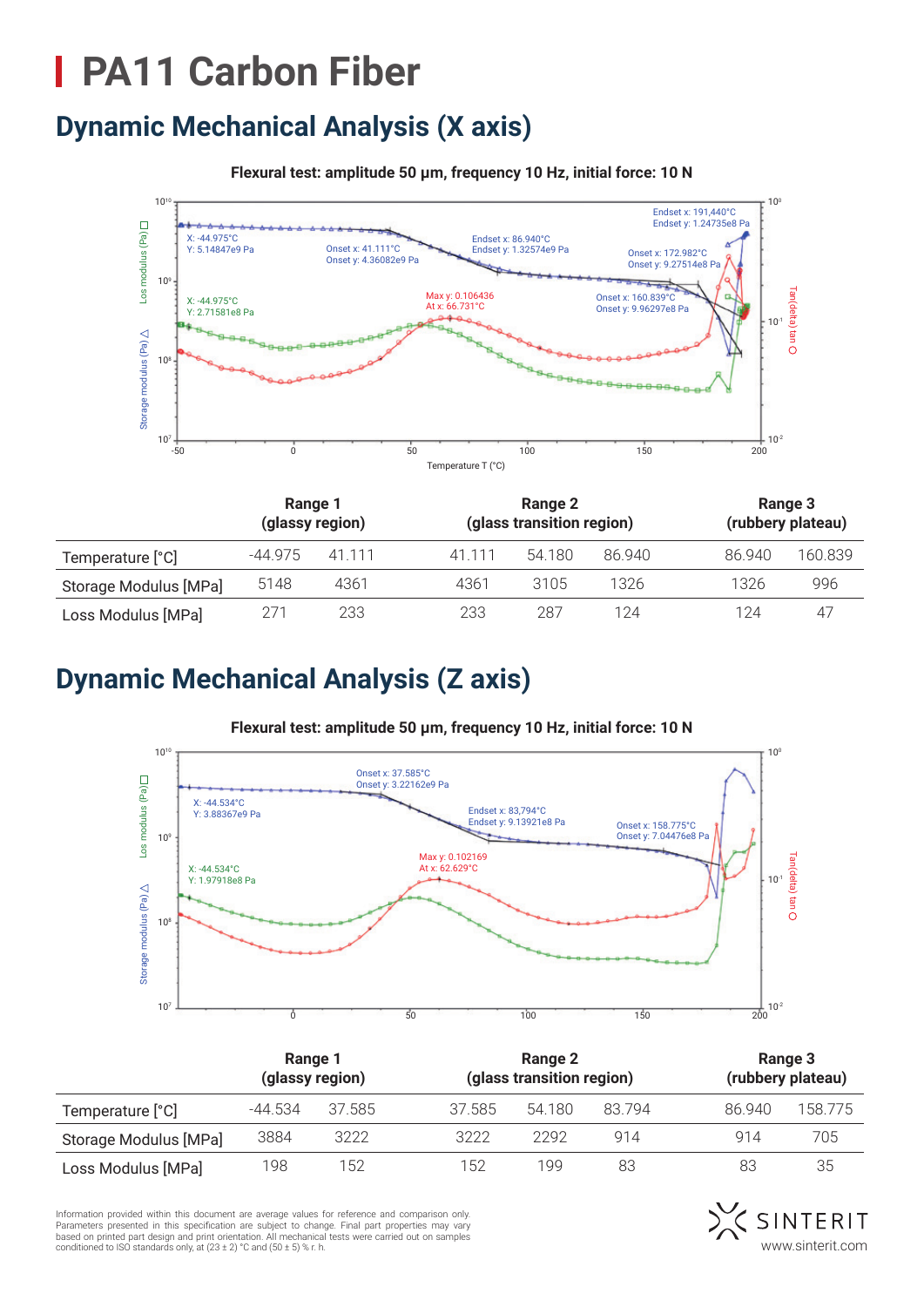# PA11 Carbon Fiber

## Dynamic Mechanical Analysis (X axis)

**Flexural test: amplitude 50 µm, frequency 10 Hz, initial force: 10 N**

Los modulus (Pa) □
Storage modulus (Pa) △
Tan(delta) tan ○
Temperature T (°C)

$10^{10}$
$10^{9}$
$10^{8}$
$10^{7}$
$10^{0}$
$10^{-1}$
$10^{-2}$
-50
0
50
100
150
200

X: -44.975°C
Y: 5.14847e9 Pa

Onset x: 41.111°C
Onset y: 4.36082e9 Pa

Endset x: 86.940°C
Endset y: 1.32574e9 Pa

Endset x: 191,440°C
Endset y: 1.24735e8 Pa

Onset x: 172.982°C
Onset y: 9.27514e8 Pa

Onset x: 160.839°C
Onset y: 9.96297e8 Pa

X: -44.975°C
Y: 2.71581e8 Pa

Max y: 0.106436
At x: 66.731°C

| | Range 1 (glassy region) | | Range 2 (glass transition region) | | | Range 3 (rubbery plateau) | |
|---|---|---|---|---|---|---|---|
| Temperature [°C] | -44.975 | 41.111 | 41.111 | 54.180 | 86.940 | 86.940 | 160.839 |
| Storage Modulus [MPa] | 5148 | 4361 | 4361 | 3105 | 1326 | 1326 | 996 |
| Loss Modulus [MPa] | 271 | 233 | 233 | 287 | 124 | 124 | 47 |

## Dynamic Mechanical Analysis (Z axis)

**Flexural test: amplitude 50 µm, frequency 10 Hz, initial force: 10 N**

Los modulus (Pa) □
Storage modulus (Pa) △
Tan(delta) tan ○

$10^{10}$
$10^{9}$
$10^{8}$
$10^{7}$
$10^{0}$
$10^{-1}$
$10^{-2}$
0
50
100
150
200

Onset x: 37.585°C
Onset y: 3.22162e9 Pa

X: -44.534°C
Y: 3.88367e9 Pa

Endset x: 83,794°C
Endset y: 9.13921e8 Pa

Onset x: 158.775°C
Onset y: 7.04476e8 Pa

Max y: 0.102169
At x: 62.629°C

X: -44.534°C
Y: 1.97918e8 Pa

| | Range 1 (glassy region) | | Range 2 (glass transition region) | | | Range 3 (rubbery plateau) | |
|---|---|---|---|---|---|---|---|
| Temperature [°C] | -44.534 | 37.585 | 37.585 | 54.180 | 83.794 | 86.940 | 158.775 |
| Storage Modulus [MPa] | 3884 | 3222 | 3222 | 2292 | 914 | 914 | 705 |
| Loss Modulus [MPa] | 198 | 152 | 152 | 199 | 83 | 83 | 35 |

Information provided within this document are average values for reference and comparison only. Parameters presented in this specification are subject to change. Final part properties may vary based on printed part design and print orientation. All mechanical tests were carried out on samples conditioned to ISO standards only, at (23 ± 2) °C and (50 ± 5) % r. h.

SINTERIT
www.sinterit.com